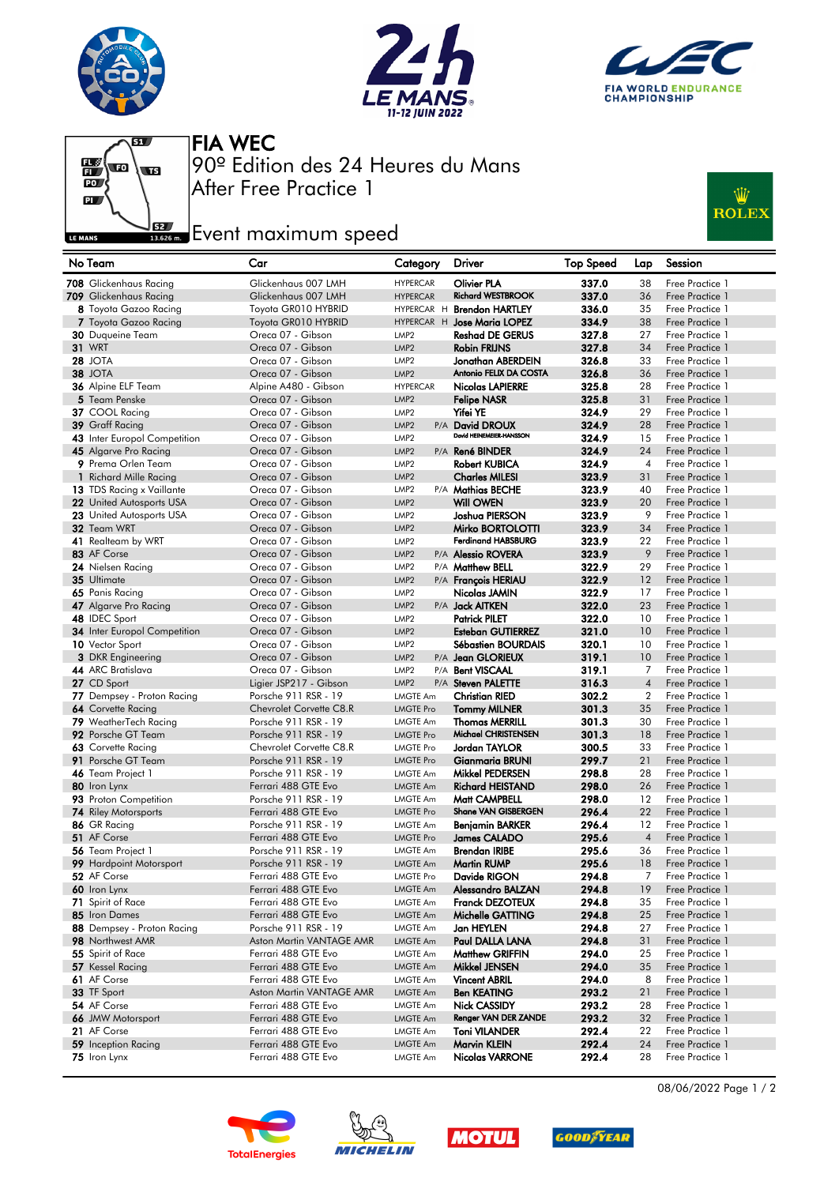# FIA WEC

90º Edition des 24 Heures du Mans

After Free Practice 1

## Event maximum speed

| No | Team | Car | Category | | Driver | Top Speed | Lap | Session |
|---|---|---|---|---|---|---|---|---|
| 708 | Glickenhaus Racing | Glickenhaus 007 LMH | HYPERCAR | | Olivier PLA | 337.0 | 38 | Free Practice 1 |
| 709 | Glickenhaus Racing | Glickenhaus 007 LMH | HYPERCAR | | Richard WESTBROOK | 337.0 | 36 | Free Practice 1 |
| 8 | Toyota Gazoo Racing | Toyota GR010 HYBRID | HYPERCAR | H | Brendon HARTLEY | 336.0 | 35 | Free Practice 1 |
| 7 | Toyota Gazoo Racing | Toyota GR010 HYBRID | HYPERCAR | H | Jose Maria LOPEZ | 334.9 | 38 | Free Practice 1 |
| 30 | Duqueine Team | Oreca 07 - Gibson | LMP2 | | Reshad DE GERUS | 327.8 | 27 | Free Practice 1 |
| 31 | WRT | Oreca 07 - Gibson | LMP2 | | Robin FRIJNS | 327.8 | 34 | Free Practice 1 |
| 28 | JOTA | Oreca 07 - Gibson | LMP2 | | Jonathan ABERDEIN | 326.8 | 33 | Free Practice 1 |
| 38 | JOTA | Oreca 07 - Gibson | LMP2 | | Antonio FELIX DA COSTA | 326.8 | 36 | Free Practice 1 |
| 36 | Alpine ELF Team | Alpine A480 - Gibson | HYPERCAR | | Nicolas LAPIERRE | 325.8 | 28 | Free Practice 1 |
| 5 | Team Penske | Oreca 07 - Gibson | LMP2 | | Felipe NASR | 325.8 | 31 | Free Practice 1 |
| 37 | COOL Racing | Oreca 07 - Gibson | LMP2 | | Yifei YE | 324.9 | 29 | Free Practice 1 |
| 39 | Graff Racing | Oreca 07 - Gibson | LMP2 | P/A | David DROUX | 324.9 | 28 | Free Practice 1 |
| 43 | Inter Europol Competition | Oreca 07 - Gibson | LMP2 | | David HEINEMEIER-HANSSON | 324.9 | 15 | Free Practice 1 |
| 45 | Algarve Pro Racing | Oreca 07 - Gibson | LMP2 | P/A | René BINDER | 324.9 | 24 | Free Practice 1 |
| 9 | Prema Orlen Team | Oreca 07 - Gibson | LMP2 | | Robert KUBICA | 324.9 | 4 | Free Practice 1 |
| 1 | Richard Mille Racing | Oreca 07 - Gibson | LMP2 | | Charles MILESI | 323.9 | 31 | Free Practice 1 |
| 13 | TDS Racing x Vaillante | Oreca 07 - Gibson | LMP2 | P/A | Mathias BECHE | 323.9 | 40 | Free Practice 1 |
| 22 | United Autosports USA | Oreca 07 - Gibson | LMP2 | | Will OWEN | 323.9 | 20 | Free Practice 1 |
| 23 | United Autosports USA | Oreca 07 - Gibson | LMP2 | | Joshua PIERSON | 323.9 | 9 | Free Practice 1 |
| 32 | Team WRT | Oreca 07 - Gibson | LMP2 | | Mirko BORTOLOTTI | 323.9 | 34 | Free Practice 1 |
| 41 | Realteam by WRT | Oreca 07 - Gibson | LMP2 | | Ferdinand HABSBURG | 323.9 | 22 | Free Practice 1 |
| 83 | AF Corse | Oreca 07 - Gibson | LMP2 | P/A | Alessio ROVERA | 323.9 | 9 | Free Practice 1 |
| 24 | Nielsen Racing | Oreca 07 - Gibson | LMP2 | P/A | Matthew BELL | 322.9 | 29 | Free Practice 1 |
| 35 | Ultimate | Oreca 07 - Gibson | LMP2 | P/A | François HERIAU | 322.9 | 12 | Free Practice 1 |
| 65 | Panis Racing | Oreca 07 - Gibson | LMP2 | | Nicolas JAMIN | 322.9 | 17 | Free Practice 1 |
| 47 | Algarve Pro Racing | Oreca 07 - Gibson | LMP2 | P/A | Jack AITKEN | 322.0 | 23 | Free Practice 1 |
| 48 | IDEC Sport | Oreca 07 - Gibson | LMP2 | | Patrick PILET | 322.0 | 10 | Free Practice 1 |
| 34 | Inter Europol Competition | Oreca 07 - Gibson | LMP2 | | Esteban GUTIERREZ | 321.0 | 10 | Free Practice 1 |
| 10 | Vector Sport | Oreca 07 - Gibson | LMP2 | | Sébastien BOURDAIS | 320.1 | 10 | Free Practice 1 |
| 3 | DKR Engineering | Oreca 07 - Gibson | LMP2 | P/A | Jean GLORIEUX | 319.1 | 10 | Free Practice 1 |
| 44 | ARC Bratislava | Oreca 07 - Gibson | LMP2 | P/A | Bent VISCAAL | 319.1 | 7 | Free Practice 1 |
| 27 | CD Sport | Ligier JSP217 - Gibson | LMP2 | P/A | Steven PALETTE | 316.3 | 4 | Free Practice 1 |
| 77 | Dempsey - Proton Racing | Porsche 911 RSR - 19 | LMGTE Am | | Christian RIED | 302.2 | 2 | Free Practice 1 |
| 64 | Corvette Racing | Chevrolet Corvette C8.R | LMGTE Pro | | Tommy MILNER | 301.3 | 35 | Free Practice 1 |
| 79 | WeatherTech Racing | Porsche 911 RSR - 19 | LMGTE Am | | Thomas MERRILL | 301.3 | 30 | Free Practice 1 |
| 92 | Porsche GT Team | Porsche 911 RSR - 19 | LMGTE Pro | | Michael CHRISTENSEN | 301.3 | 18 | Free Practice 1 |
| 63 | Corvette Racing | Chevrolet Corvette C8.R | LMGTE Pro | | Jordan TAYLOR | 300.5 | 33 | Free Practice 1 |
| 91 | Porsche GT Team | Porsche 911 RSR - 19 | LMGTE Pro | | Gianmaria BRUNI | 299.7 | 21 | Free Practice 1 |
| 46 | Team Project 1 | Porsche 911 RSR - 19 | LMGTE Am | | Mikkel PEDERSEN | 298.8 | 28 | Free Practice 1 |
| 80 | Iron Lynx | Ferrari 488 GTE Evo | LMGTE Am | | Richard HEISTAND | 298.0 | 26 | Free Practice 1 |
| 93 | Proton Competition | Porsche 911 RSR - 19 | LMGTE Am | | Matt CAMPBELL | 298.0 | 12 | Free Practice 1 |
| 74 | Riley Motorsports | Ferrari 488 GTE Evo | LMGTE Pro | | Shane VAN GISBERGEN | 296.4 | 22 | Free Practice 1 |
| 86 | GR Racing | Porsche 911 RSR - 19 | LMGTE Am | | Benjamin BARKER | 296.4 | 12 | Free Practice 1 |
| 51 | AF Corse | Ferrari 488 GTE Evo | LMGTE Pro | | James CALADO | 295.6 | 4 | Free Practice 1 |
| 56 | Team Project 1 | Porsche 911 RSR - 19 | LMGTE Am | | Brendan IRIBE | 295.6 | 36 | Free Practice 1 |
| 99 | Hardpoint Motorsport | Porsche 911 RSR - 19 | LMGTE Am | | Martin RUMP | 295.6 | 18 | Free Practice 1 |
| 52 | AF Corse | Ferrari 488 GTE Evo | LMGTE Pro | | Davide RIGON | 294.8 | 7 | Free Practice 1 |
| 60 | Iron Lynx | Ferrari 488 GTE Evo | LMGTE Am | | Alessandro BALZAN | 294.8 | 19 | Free Practice 1 |
| 71 | Spirit of Race | Ferrari 488 GTE Evo | LMGTE Am | | Franck DEZOTEUX | 294.8 | 35 | Free Practice 1 |
| 85 | Iron Dames | Ferrari 488 GTE Evo | LMGTE Am | | Michelle GATTING | 294.8 | 25 | Free Practice 1 |
| 88 | Dempsey - Proton Racing | Porsche 911 RSR - 19 | LMGTE Am | | Jan HEYLEN | 294.8 | 27 | Free Practice 1 |
| 98 | Northwest AMR | Aston Martin VANTAGE AMR | LMGTE Am | | Paul DALLA LANA | 294.8 | 31 | Free Practice 1 |
| 55 | Spirit of Race | Ferrari 488 GTE Evo | LMGTE Am | | Matthew GRIFFIN | 294.0 | 25 | Free Practice 1 |
| 57 | Kessel Racing | Ferrari 488 GTE Evo | LMGTE Am | | Mikkel JENSEN | 294.0 | 35 | Free Practice 1 |
| 61 | AF Corse | Ferrari 488 GTE Evo | LMGTE Am | | Vincent ABRIL | 294.0 | 8 | Free Practice 1 |
| 33 | TF Sport | Aston Martin VANTAGE AMR | LMGTE Am | | Ben KEATING | 293.2 | 21 | Free Practice 1 |
| 54 | AF Corse | Ferrari 488 GTE Evo | LMGTE Am | | Nick CASSIDY | 293.2 | 28 | Free Practice 1 |
| 66 | JMW Motorsport | Ferrari 488 GTE Evo | LMGTE Am | | Renger VAN DER ZANDE | 293.2 | 32 | Free Practice 1 |
| 21 | AF Corse | Ferrari 488 GTE Evo | LMGTE Am | | Toni VILANDER | 292.4 | 22 | Free Practice 1 |
| 59 | Inception Racing | Ferrari 488 GTE Evo | LMGTE Am | | Marvin KLEIN | 292.4 | 24 | Free Practice 1 |
| 75 | Iron Lynx | Ferrari 488 GTE Evo | LMGTE Am | | Nicolas VARRONE | 292.4 | 28 | Free Practice 1 |

08/06/2022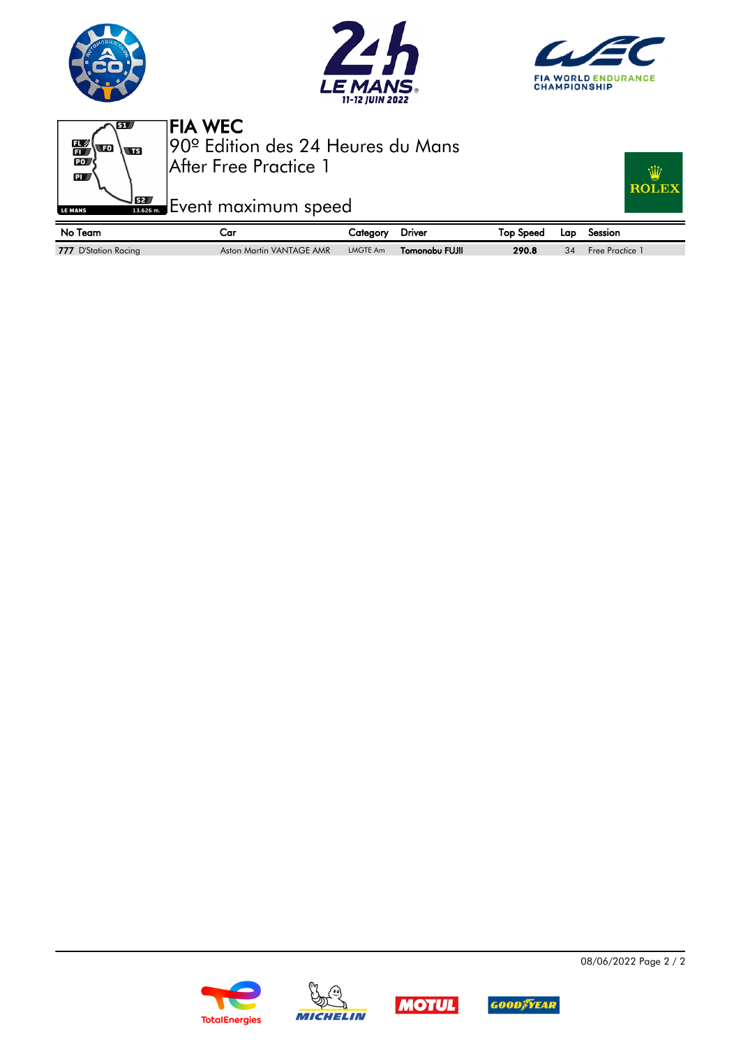# FIA WEC

90º Edition des 24 Heures du Mans

After Free Practice 1

## Event maximum speed

| No | Team | Car | Category | Driver | Top Speed | Lap | Session |
|---|---|---|---|---|---|---|---|
| **777** | D'Station Racing | Aston Martin VANTAGE AMR | LMGTE Am | **Tomonobu FUJII** | **290.8** | 34 | Free Practice 1 |

08/06/2022